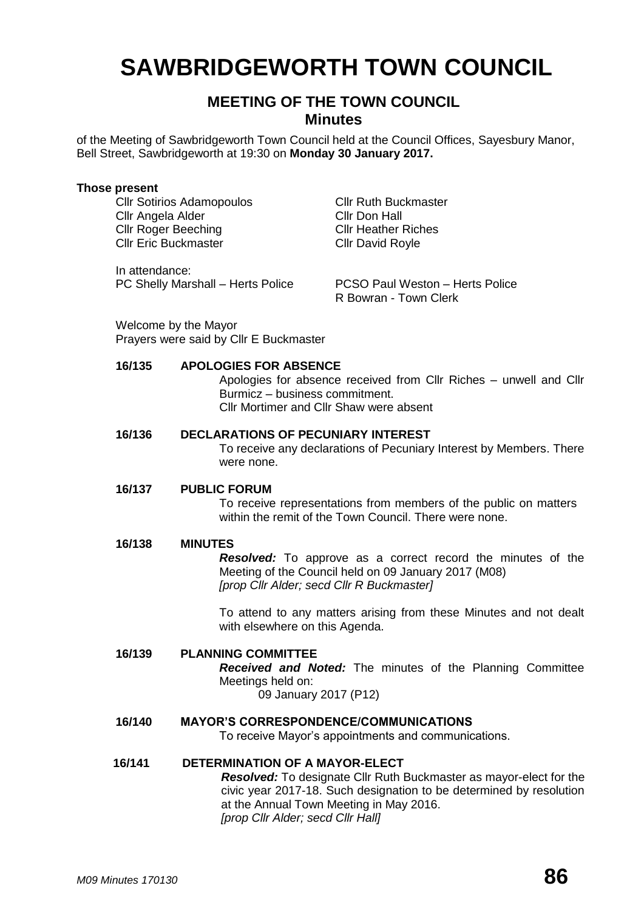# SAWBRIDGEWORTH TOWN COUNCIL

## MEETING OF THE TOWN COUNCIL
### Minutes

of the Meeting of Sawbridgeworth Town Council held at the Council Offices, Sayesbury Manor, Bell Street, Sawbridgeworth at 19:30 on **Monday 30 January 2017.**

**Those present**

Cllr Sotirios Adamopoulos
Cllr Angela Alder
Cllr Roger Beeching
Cllr Eric Buckmaster
Cllr Ruth Buckmaster
Cllr Don Hall
Cllr Heather Riches
Cllr David Royle

In attendance:
PC Shelly Marshall – Herts Police
PCSO Paul Weston – Herts Police
R Bowran - Town Clerk

Welcome by the Mayor
Prayers were said by Cllr E Buckmaster

**16/135 APOLOGIES FOR ABSENCE**

Apologies for absence received from Cllr Riches – unwell and Cllr Burmicz – business commitment.
Cllr Mortimer and Cllr Shaw were absent

**16/136 DECLARATIONS OF PECUNIARY INTEREST**

To receive any declarations of Pecuniary Interest by Members. There were none.

**16/137 PUBLIC FORUM**

To receive representations from members of the public on matters within the remit of the Town Council. There were none.

**16/138 MINUTES**

***Resolved:*** To approve as a correct record the minutes of the Meeting of the Council held on 09 January 2017 (M08)
*[prop Cllr Alder; secd Cllr R Buckmaster]*

To attend to any matters arising from these Minutes and not dealt with elsewhere on this Agenda.

**16/139 PLANNING COMMITTEE**

***Received and Noted:*** The minutes of the Planning Committee Meetings held on:
09 January 2017 (P12)

**16/140 MAYOR'S CORRESPONDENCE/COMMUNICATIONS**

To receive Mayor's appointments and communications.

**16/141 DETERMINATION OF A MAYOR-ELECT**

***Resolved:*** To designate Cllr Ruth Buckmaster as mayor-elect for the civic year 2017-18. Such designation to be determined by resolution at the Annual Town Meeting in May 2016.
*[prop Cllr Alder; secd Cllr Hall]*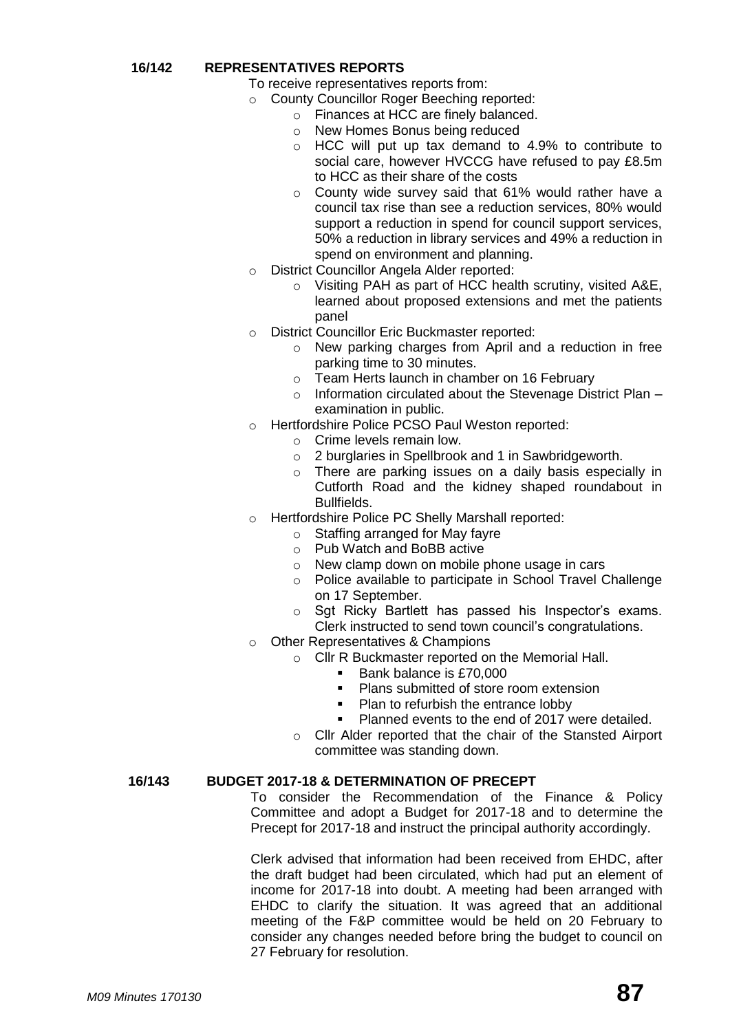## 16/142 REPRESENTATIVES REPORTS

To receive representatives reports from:

- County Councillor Roger Beeching reported:
  - Finances at HCC are finely balanced.
  - New Homes Bonus being reduced
  - HCC will put up tax demand to 4.9% to contribute to social care, however HVCCG have refused to pay £8.5m to HCC as their share of the costs
  - County wide survey said that 61% would rather have a council tax rise than see a reduction services, 80% would support a reduction in spend for council support services, 50% a reduction in library services and 49% a reduction in spend on environment and planning.
- District Councillor Angela Alder reported:
  - Visiting PAH as part of HCC health scrutiny, visited A&E, learned about proposed extensions and met the patients panel
- District Councillor Eric Buckmaster reported:
  - New parking charges from April and a reduction in free parking time to 30 minutes.
  - Team Herts launch in chamber on 16 February
  - Information circulated about the Stevenage District Plan – examination in public.
- Hertfordshire Police PCSO Paul Weston reported:
  - Crime levels remain low.
  - 2 burglaries in Spellbrook and 1 in Sawbridgeworth.
  - There are parking issues on a daily basis especially in Cutforth Road and the kidney shaped roundabout in Bullfields.
- Hertfordshire Police PC Shelly Marshall reported:
  - Staffing arranged for May fayre
  - Pub Watch and BoBB active
  - New clamp down on mobile phone usage in cars
  - Police available to participate in School Travel Challenge on 17 September.
  - Sgt Ricky Bartlett has passed his Inspector's exams. Clerk instructed to send town council's congratulations.
- Other Representatives & Champions
  - Cllr R Buckmaster reported on the Memorial Hall.
    - Bank balance is £70,000
    - Plans submitted of store room extension
    - Plan to refurbish the entrance lobby
    - Planned events to the end of 2017 were detailed.
  - Cllr Alder reported that the chair of the Stansted Airport committee was standing down.

## 16/143 BUDGET 2017-18 & DETERMINATION OF PRECEPT

To consider the Recommendation of the Finance & Policy Committee and adopt a Budget for 2017-18 and to determine the Precept for 2017-18 and instruct the principal authority accordingly.

Clerk advised that information had been received from EHDC, after the draft budget had been circulated, which had put an element of income for 2017-18 into doubt. A meeting had been arranged with EHDC to clarify the situation. It was agreed that an additional meeting of the F&P committee would be held on 20 February to consider any changes needed before bring the budget to council on 27 February for resolution.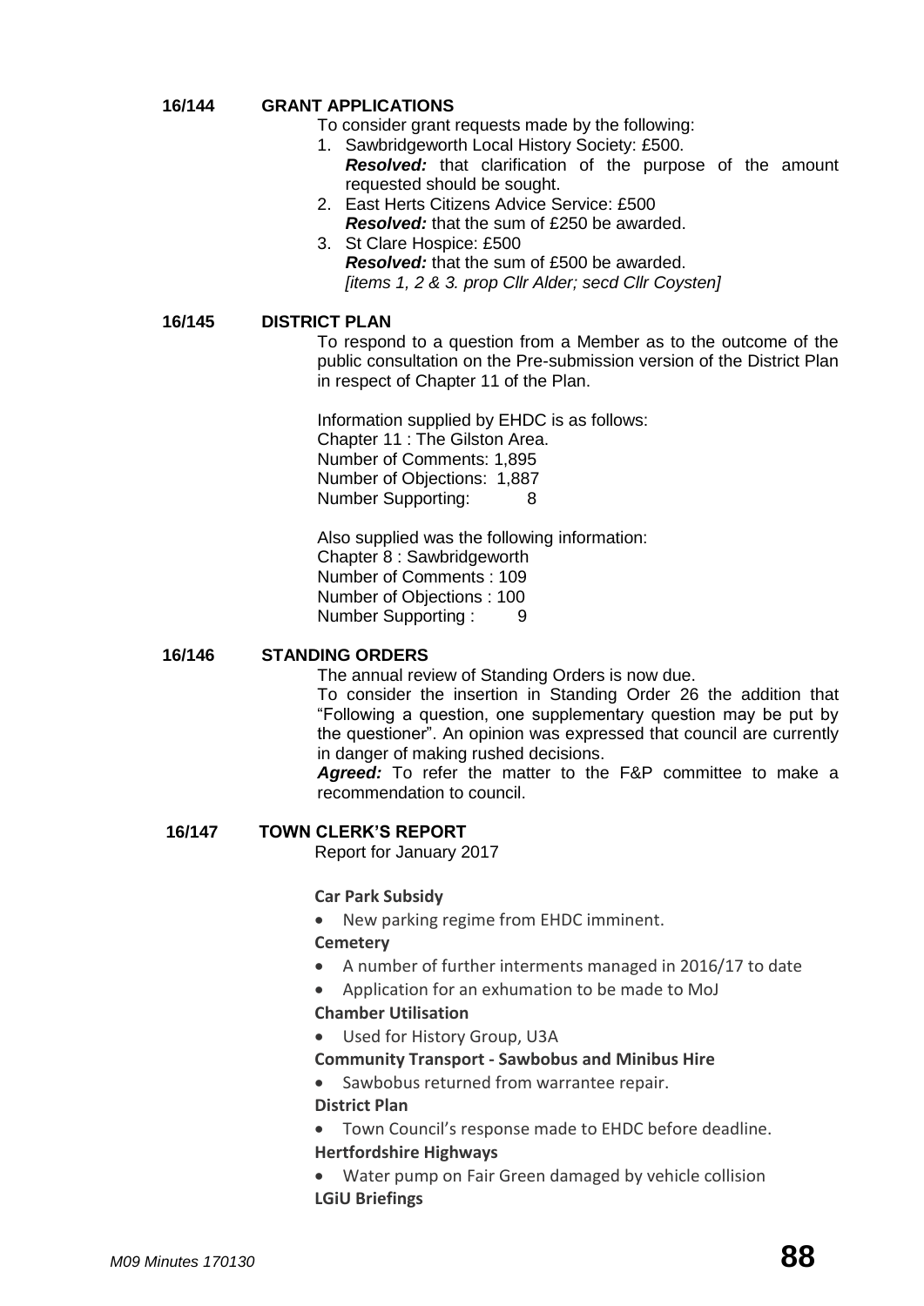**16/144 GRANT APPLICATIONS**

To consider grant requests made by the following:

1. Sawbridgeworth Local History Society: £500.
   ***Resolved:*** that clarification of the purpose of the amount requested should be sought.
2. East Herts Citizens Advice Service: £500
   ***Resolved:*** that the sum of £250 be awarded.
3. St Clare Hospice: £500
   ***Resolved:*** that the sum of £500 be awarded.
   *[items 1, 2 & 3. prop Cllr Alder; secd Cllr Coysten]*

**16/145 DISTRICT PLAN**

To respond to a question from a Member as to the outcome of the public consultation on the Pre-submission version of the District Plan in respect of Chapter 11 of the Plan.

Information supplied by EHDC is as follows:
Chapter 11 : The Gilston Area.
Number of Comments: 1,895
Number of Objections: 1,887
Number Supporting: 8

Also supplied was the following information:
Chapter 8 : Sawbridgeworth
Number of Comments : 109
Number of Objections : 100
Number Supporting : 9

**16/146 STANDING ORDERS**

The annual review of Standing Orders is now due.
To consider the insertion in Standing Order 26 the addition that "Following a question, one supplementary question may be put by the questioner". An opinion was expressed that council are currently in danger of making rushed decisions.
***Agreed:*** To refer the matter to the F&P committee to make a recommendation to council.

**16/147 TOWN CLERK'S REPORT**

Report for January 2017

**Car Park Subsidy**

- New parking regime from EHDC imminent.

**Cemetery**

- A number of further interments managed in 2016/17 to date
- Application for an exhumation to be made to MoJ

**Chamber Utilisation**

- Used for History Group, U3A

**Community Transport - Sawbobus and Minibus Hire**

- Sawbobus returned from warrantee repair.

**District Plan**

- Town Council's response made to EHDC before deadline.

**Hertfordshire Highways**

- Water pump on Fair Green damaged by vehicle collision

**LGiU Briefings**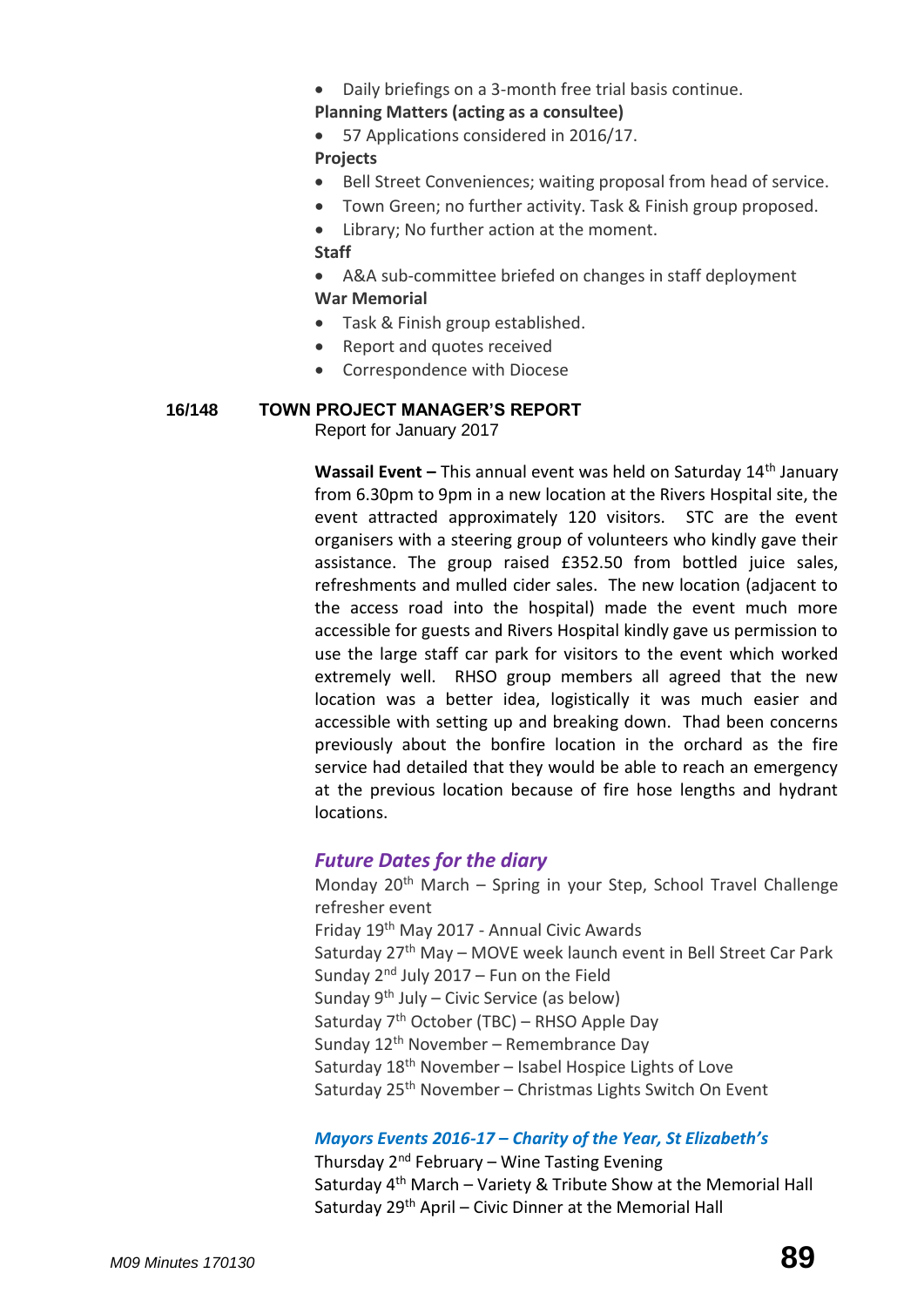- Daily briefings on a 3-month free trial basis continue.

**Planning Matters (acting as a consultee)**

- 57 Applications considered in 2016/17.

**Projects**

- Bell Street Conveniences; waiting proposal from head of service.
- Town Green; no further activity. Task & Finish group proposed.
- Library; No further action at the moment.

**Staff**

- A&A sub-committee briefed on changes in staff deployment

**War Memorial**

- Task & Finish group established.
- Report and quotes received
- Correspondence with Diocese

## 16/148 TOWN PROJECT MANAGER'S REPORT

Report for January 2017

**Wassail Event –** This annual event was held on Saturday 14th January from 6.30pm to 9pm in a new location at the Rivers Hospital site, the event attracted approximately 120 visitors. STC are the event organisers with a steering group of volunteers who kindly gave their assistance. The group raised £352.50 from bottled juice sales, refreshments and mulled cider sales. The new location (adjacent to the access road into the hospital) made the event much more accessible for guests and Rivers Hospital kindly gave us permission to use the large staff car park for visitors to the event which worked extremely well. RHSO group members all agreed that the new location was a better idea, logistically it was much easier and accessible with setting up and breaking down. Thad been concerns previously about the bonfire location in the orchard as the fire service had detailed that they would be able to reach an emergency at the previous location because of fire hose lengths and hydrant locations.

### *Future Dates for the diary*

Monday 20th March – Spring in your Step, School Travel Challenge refresher event
Friday 19th May 2017 - Annual Civic Awards
Saturday 27th May – MOVE week launch event in Bell Street Car Park
Sunday 2nd July 2017 – Fun on the Field
Sunday 9th July – Civic Service (as below)
Saturday 7th October (TBC) – RHSO Apple Day
Sunday 12th November – Remembrance Day
Saturday 18th November – Isabel Hospice Lights of Love
Saturday 25th November – Christmas Lights Switch On Event

### *Mayors Events 2016-17 – Charity of the Year, St Elizabeth's*

Thursday 2nd February – Wine Tasting Evening
Saturday 4th March – Variety & Tribute Show at the Memorial Hall
Saturday 29th April – Civic Dinner at the Memorial Hall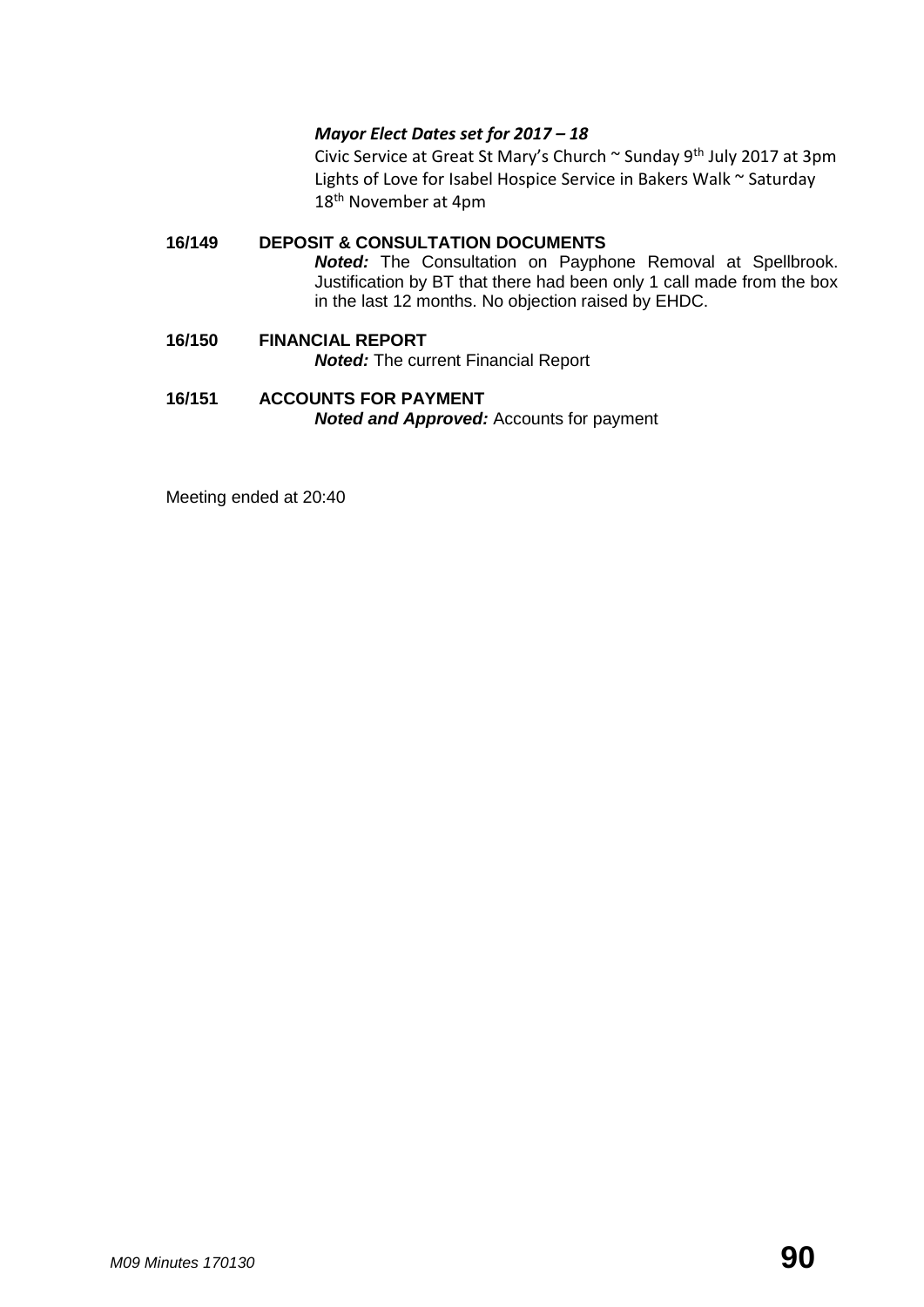***Mayor Elect Dates set for 2017 – 18***

Civic Service at Great St Mary's Church ~ Sunday 9th July 2017 at 3pm
Lights of Love for Isabel Hospice Service in Bakers Walk ~ Saturday 18th November at 4pm

**16/149 DEPOSIT & CONSULTATION DOCUMENTS**

***Noted:*** The Consultation on Payphone Removal at Spellbrook. Justification by BT that there had been only 1 call made from the box in the last 12 months. No objection raised by EHDC.

**16/150 FINANCIAL REPORT**

***Noted:*** The current Financial Report

**16/151 ACCOUNTS FOR PAYMENT**

***Noted and Approved:*** Accounts for payment

Meeting ended at 20:40

*M09 Minutes 170130*